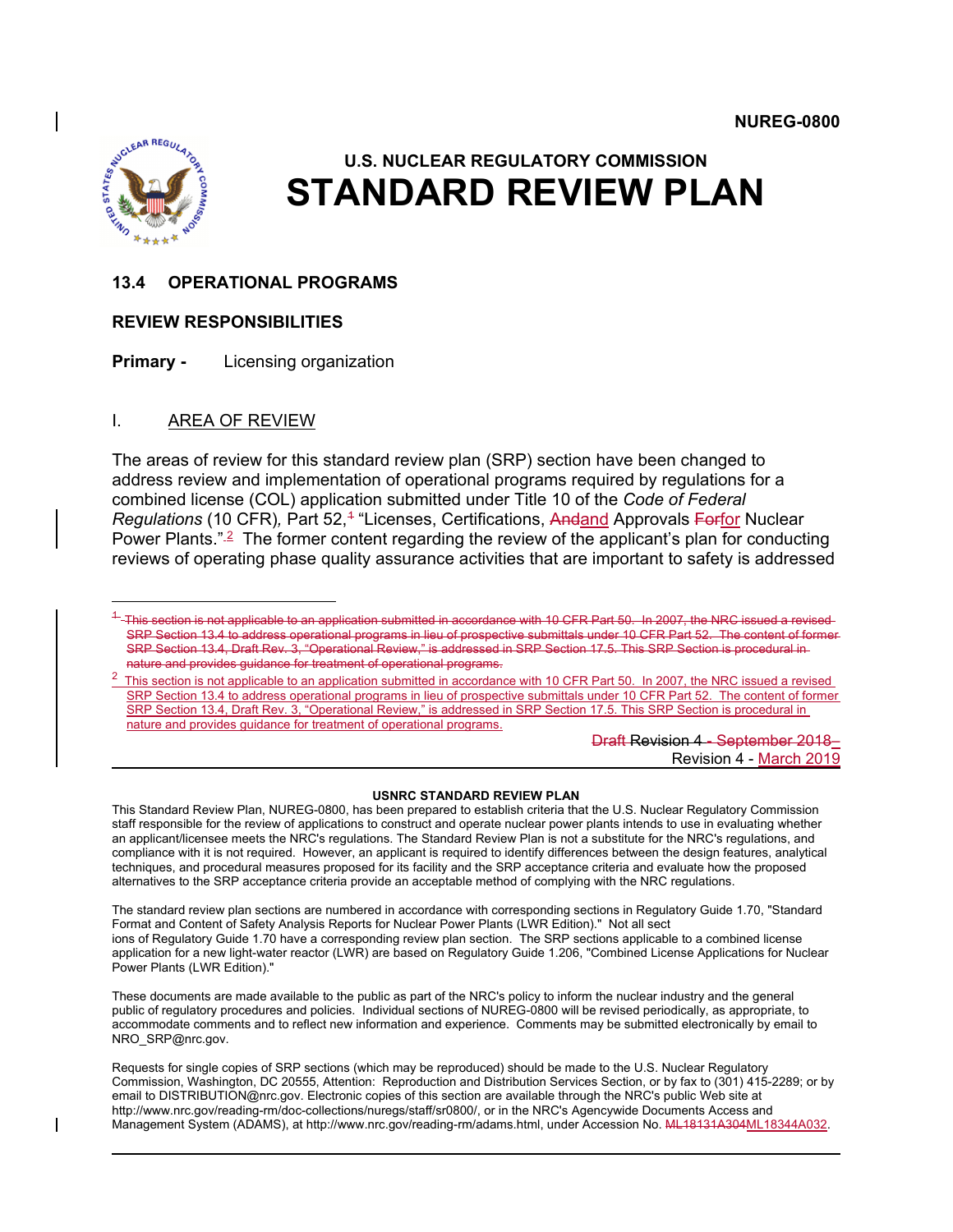NUREG-0800

# U.S. NUCLEAR REGULATORY COMMISSION
# STANDARD REVIEW PLAN

## 13.4 OPERATIONAL PROGRAMS

## REVIEW RESPONSIBILITIES

**Primary -** Licensing organization

## I. AREA OF REVIEW

The areas of review for this standard review plan (SRP) section have been changed to address review and implementation of operational programs required by regulations for a combined license (COL) application submitted under Title 10 of the *Code of Federal Regulations* (10 CFR), Part 52,[1] "Licenses, Certifications, ~~And~~and Approvals ~~For~~for Nuclear Power Plants."[2] The former content regarding the review of the applicant's plan for conducting reviews of operating phase quality assurance activities that are important to safety is addressed

---

[1] ~~This section is not applicable to an application submitted in accordance with 10 CFR Part 50. In 2007, the NRC issued a revised SRP Section 13.4 to address operational programs in lieu of prospective submittals under 10 CFR Part 52. The content of former SRP Section 13.4, Draft Rev. 3, "Operational Review," is addressed in SRP Section 17.5. This SRP Section is procedural in nature and provides guidance for treatment of operational programs.~~

[2] This section is not applicable to an application submitted in accordance with 10 CFR Part 50. In 2007, the NRC issued a revised SRP Section 13.4 to address operational programs in lieu of prospective submittals under 10 CFR Part 52. The content of former SRP Section 13.4, Draft Rev. 3, "Operational Review," is addressed in SRP Section 17.5. This SRP Section is procedural in nature and provides guidance for treatment of operational programs.

~~Draft~~ Revision 4 ~~- September 2018~~
Revision 4 - March 2019

---

**USNRC STANDARD REVIEW PLAN**

This Standard Review Plan, NUREG-0800, has been prepared to establish criteria that the U.S. Nuclear Regulatory Commission staff responsible for the review of applications to construct and operate nuclear power plants intends to use in evaluating whether an applicant/licensee meets the NRC's regulations. The Standard Review Plan is not a substitute for the NRC's regulations, and compliance with it is not required. However, an applicant is required to identify differences between the design features, analytical techniques, and procedural measures proposed for its facility and the SRP acceptance criteria and evaluate how the proposed alternatives to the SRP acceptance criteria provide an acceptable method of complying with the NRC regulations.

The standard review plan sections are numbered in accordance with corresponding sections in Regulatory Guide 1.70, "Standard Format and Content of Safety Analysis Reports for Nuclear Power Plants (LWR Edition)." Not all sections of Regulatory Guide 1.70 have a corresponding review plan section. The SRP sections applicable to a combined license application for a new light-water reactor (LWR) are based on Regulatory Guide 1.206, "Combined License Applications for Nuclear Power Plants (LWR Edition)."

These documents are made available to the public as part of the NRC's policy to inform the nuclear industry and the general public of regulatory procedures and policies. Individual sections of NUREG-0800 will be revised periodically, as appropriate, to accommodate comments and to reflect new information and experience. Comments may be submitted electronically by email to NRO_SRP@nrc.gov.

Requests for single copies of SRP sections (which may be reproduced) should be made to the U.S. Nuclear Regulatory Commission, Washington, DC 20555, Attention: Reproduction and Distribution Services Section, or by fax to (301) 415-2289; or by email to DISTRIBUTION@nrc.gov. Electronic copies of this section are available through the NRC's public Web site at http://www.nrc.gov/reading-rm/doc-collections/nuregs/staff/sr0800/, or in the NRC's Agencywide Documents Access and Management System (ADAMS), at http://www.nrc.gov/reading-rm/adams.html, under Accession No. ~~ML18131A304~~ML18344A032.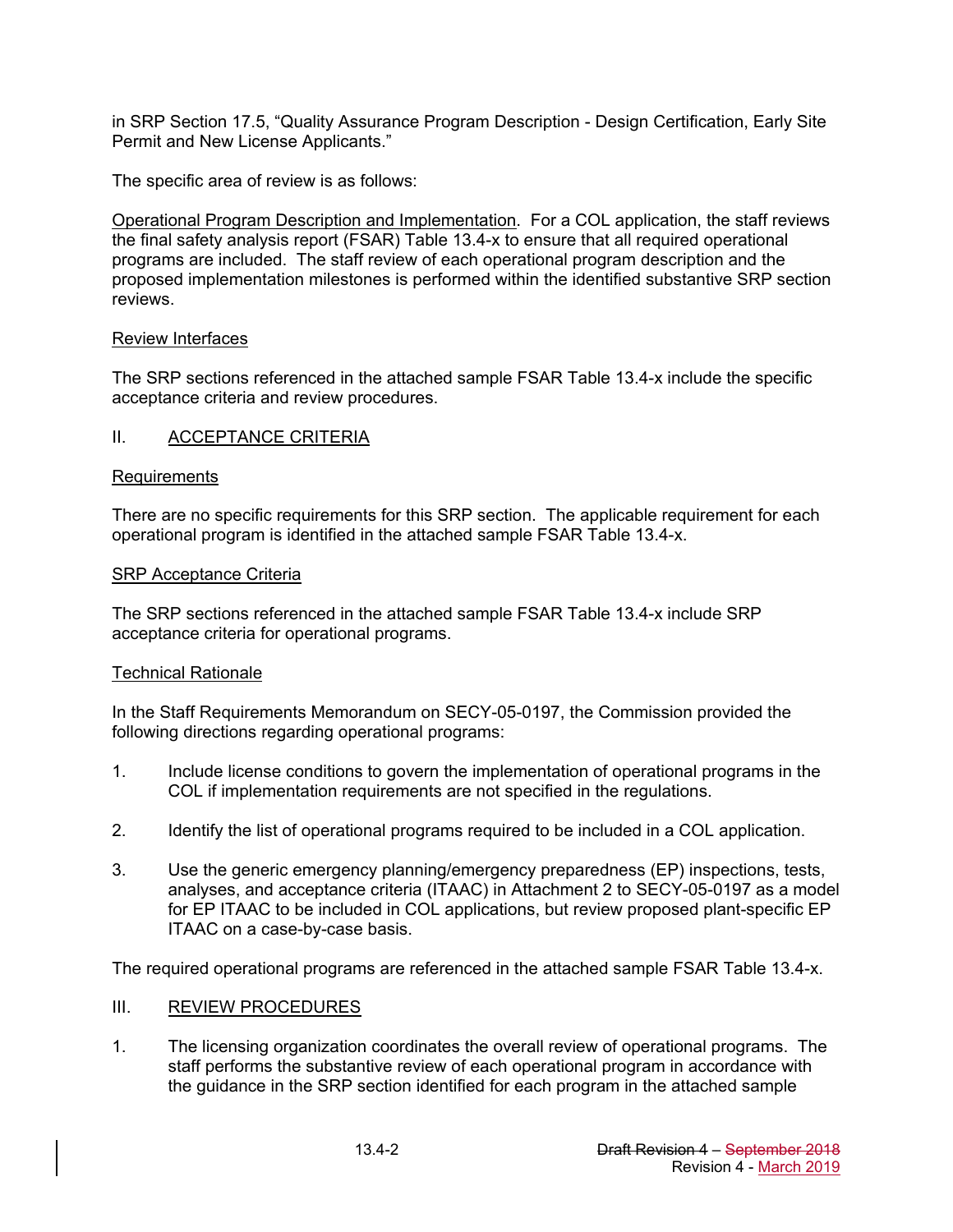in SRP Section 17.5, "Quality Assurance Program Description - Design Certification, Early Site Permit and New License Applicants."

The specific area of review is as follows:

Operational Program Description and Implementation. For a COL application, the staff reviews the final safety analysis report (FSAR) Table 13.4-x to ensure that all required operational programs are included. The staff review of each operational program description and the proposed implementation milestones is performed within the identified substantive SRP section reviews.

Review Interfaces

The SRP sections referenced in the attached sample FSAR Table 13.4-x include the specific acceptance criteria and review procedures.

## II. ACCEPTANCE CRITERIA

Requirements

There are no specific requirements for this SRP section. The applicable requirement for each operational program is identified in the attached sample FSAR Table 13.4-x.

SRP Acceptance Criteria

The SRP sections referenced in the attached sample FSAR Table 13.4-x include SRP acceptance criteria for operational programs.

Technical Rationale

In the Staff Requirements Memorandum on SECY-05-0197, the Commission provided the following directions regarding operational programs:

1. Include license conditions to govern the implementation of operational programs in the COL if implementation requirements are not specified in the regulations.

2. Identify the list of operational programs required to be included in a COL application.

3. Use the generic emergency planning/emergency preparedness (EP) inspections, tests, analyses, and acceptance criteria (ITAAC) in Attachment 2 to SECY-05-0197 as a model for EP ITAAC to be included in COL applications, but review proposed plant-specific EP ITAAC on a case-by-case basis.

The required operational programs are referenced in the attached sample FSAR Table 13.4-x.

## III. REVIEW PROCEDURES

1. The licensing organization coordinates the overall review of operational programs. The staff performs the substantive review of each operational program in accordance with the guidance in the SRP section identified for each program in the attached sample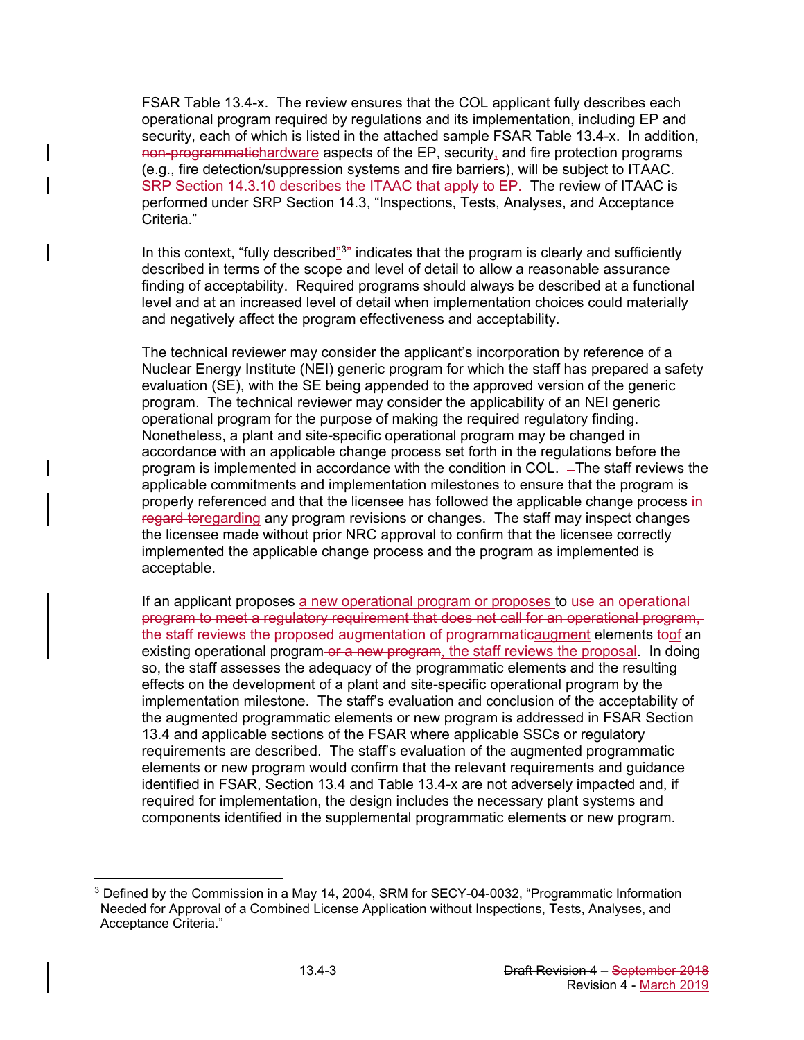FSAR Table 13.4-x. The review ensures that the COL applicant fully describes each operational program required by regulations and its implementation, including EP and security, each of which is listed in the attached sample FSAR Table 13.4-x. In addition, ~~non-programmatic~~hardware aspects of the EP, security, and fire protection programs (e.g., fire detection/suppression systems and fire barriers), will be subject to ITAAC. SRP Section 14.3.10 describes the ITAAC that apply to EP. The review of ITAAC is performed under SRP Section 14.3, "Inspections, Tests, Analyses, and Acceptance Criteria."

In this context, "fully described"[3] indicates that the program is clearly and sufficiently described in terms of the scope and level of detail to allow a reasonable assurance finding of acceptability. Required programs should always be described at a functional level and at an increased level of detail when implementation choices could materially and negatively affect the program effectiveness and acceptability.

The technical reviewer may consider the applicant's incorporation by reference of a Nuclear Energy Institute (NEI) generic program for which the staff has prepared a safety evaluation (SE), with the SE being appended to the approved version of the generic program. The technical reviewer may consider the applicability of an NEI generic operational program for the purpose of making the required regulatory finding. Nonetheless, a plant and site-specific operational program may be changed in accordance with an applicable change process set forth in the regulations before the program is implemented in accordance with the condition in COL. The staff reviews the applicable commitments and implementation milestones to ensure that the program is properly referenced and that the licensee has followed the applicable change process ~~in regard to~~regarding any program revisions or changes. The staff may inspect changes the licensee made without prior NRC approval to confirm that the licensee correctly implemented the applicable change process and the program as implemented is acceptable.

If an applicant proposes a new operational program or proposes to ~~use an operational program to meet a regulatory requirement that does not call for an operational program, the staff reviews the proposed augmentation of programmatic~~augment elements ~~to~~of an existing operational program ~~or a new program~~, the staff reviews the proposal. In doing so, the staff assesses the adequacy of the programmatic elements and the resulting effects on the development of a plant and site-specific operational program by the implementation milestone. The staff's evaluation and conclusion of the acceptability of the augmented programmatic elements or new program is addressed in FSAR Section 13.4 and applicable sections of the FSAR where applicable SSCs or regulatory requirements are described. The staff's evaluation of the augmented programmatic elements or new program would confirm that the relevant requirements and guidance identified in FSAR, Section 13.4 and Table 13.4-x are not adversely impacted and, if required for implementation, the design includes the necessary plant systems and components identified in the supplemental programmatic elements or new program.

---

[3] Defined by the Commission in a May 14, 2004, SRM for SECY-04-0032, "Programmatic Information Needed for Approval of a Combined License Application without Inspections, Tests, Analyses, and Acceptance Criteria."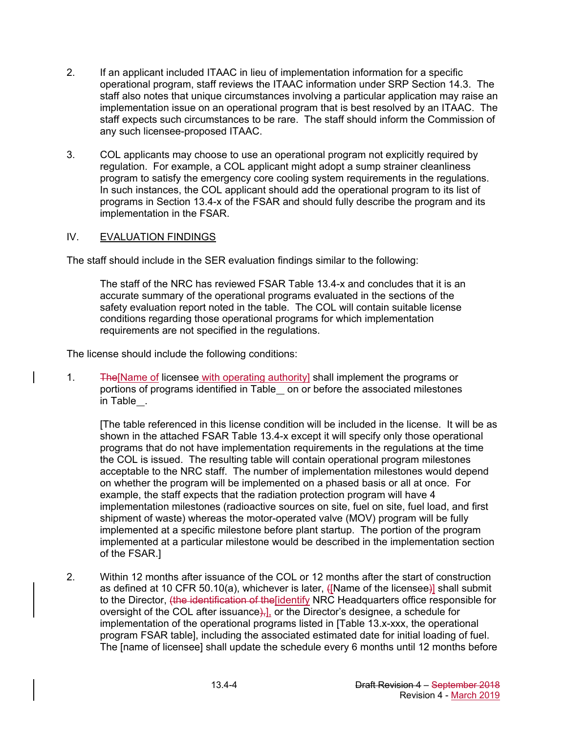2. If an applicant included ITAAC in lieu of implementation information for a specific operational program, staff reviews the ITAAC information under SRP Section 14.3. The staff also notes that unique circumstances involving a particular application may raise an implementation issue on an operational program that is best resolved by an ITAAC. The staff expects such circumstances to be rare. The staff should inform the Commission of any such licensee-proposed ITAAC.

3. COL applicants may choose to use an operational program not explicitly required by regulation. For example, a COL applicant might adopt a sump strainer cleanliness program to satisfy the emergency core cooling system requirements in the regulations. In such instances, the COL applicant should add the operational program to its list of programs in Section 13.4-x of the FSAR and should fully describe the program and its implementation in the FSAR.

## IV. EVALUATION FINDINGS

The staff should include in the SER evaluation findings similar to the following:

> The staff of the NRC has reviewed FSAR Table 13.4-x and concludes that it is an accurate summary of the operational programs evaluated in the sections of the safety evaluation report noted in the table. The COL will contain suitable license conditions regarding those operational programs for which implementation requirements are not specified in the regulations.

The license should include the following conditions:

1. ~~The~~[Name of licensee with operating authority] shall implement the programs or portions of programs identified in Table__ on or before the associated milestones in Table__.

   [The table referenced in this license condition will be included in the license. It will be as shown in the attached FSAR Table 13.4-x except it will specify only those operational programs that do not have implementation requirements in the regulations at the time the COL is issued. The resulting table will contain operational program milestones acceptable to the NRC staff. The number of implementation milestones would depend on whether the program will be implemented on a phased basis or all at once. For example, the staff expects that the radiation protection program will have 4 implementation milestones (radioactive sources on site, fuel on site, fuel load, and first shipment of waste) whereas the motor-operated valve (MOV) program will be fully implemented at a specific milestone before plant startup. The portion of the program implemented at a particular milestone would be described in the implementation section of the FSAR.]

2. Within 12 months after issuance of the COL or 12 months after the start of construction as defined at 10 CFR 50.10(a), whichever is later, ~~(~~[Name of the licensee~~)~~] shall submit to the Director, ~~(the identification of the~~[identify NRC Headquarters office responsible for oversight of the COL after issuance~~),~~], or the Director's designee, a schedule for implementation of the operational programs listed in [Table 13.x-xxx, the operational program FSAR table], including the associated estimated date for initial loading of fuel. The [name of licensee] shall update the schedule every 6 months until 12 months before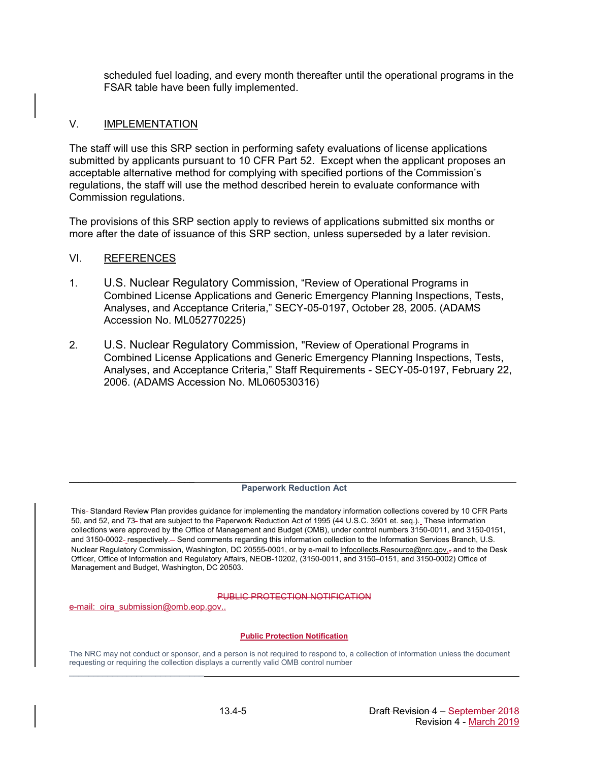scheduled fuel loading, and every month thereafter until the operational programs in the FSAR table have been fully implemented.

## V. IMPLEMENTATION

The staff will use this SRP section in performing safety evaluations of license applications submitted by applicants pursuant to 10 CFR Part 52. Except when the applicant proposes an acceptable alternative method for complying with specified portions of the Commission's regulations, the staff will use the method described herein to evaluate conformance with Commission regulations.

The provisions of this SRP section apply to reviews of applications submitted six months or more after the date of issuance of this SRP section, unless superseded by a later revision.

## VI. REFERENCES

1. U.S. Nuclear Regulatory Commission, "Review of Operational Programs in Combined License Applications and Generic Emergency Planning Inspections, Tests, Analyses, and Acceptance Criteria," SECY-05-0197, October 28, 2005. (ADAMS Accession No. ML052770225)

2. U.S. Nuclear Regulatory Commission, "Review of Operational Programs in Combined License Applications and Generic Emergency Planning Inspections, Tests, Analyses, and Acceptance Criteria," Staff Requirements - SECY-05-0197, February 22, 2006. (ADAMS Accession No. ML060530316)

---

**Paperwork Reduction Act**

This Standard Review Plan provides guidance for implementing the mandatory information collections covered by 10 CFR Parts 50, and 52, and 73 that are subject to the Paperwork Reduction Act of 1995 (44 U.S.C. 3501 et. seq.). These information collections were approved by the Office of Management and Budget (OMB), under control numbers 3150-0011, and 3150-0151, and 3150-0002 respectively. Send comments regarding this information collection to the Information Services Branch, U.S. Nuclear Regulatory Commission, Washington, DC 20555-0001, or by e-mail to Infocollects.Resource@nrc.gov, and to the Desk Officer, Office of Information and Regulatory Affairs, NEOB-10202, (3150-0011, and 3150–0151, and 3150-0002) Office of Management and Budget, Washington, DC 20503.

~~PUBLIC PROTECTION NOTIFICATION~~

e-mail: oira_submission@omb.eop.gov..

**Public Protection Notification**

The NRC may not conduct or sponsor, and a person is not required to respond to, a collection of information unless the document requesting or requiring the collection displays a currently valid OMB control number

---

~~Draft Revision 4 – September 2018~~
Revision 4 - March 2019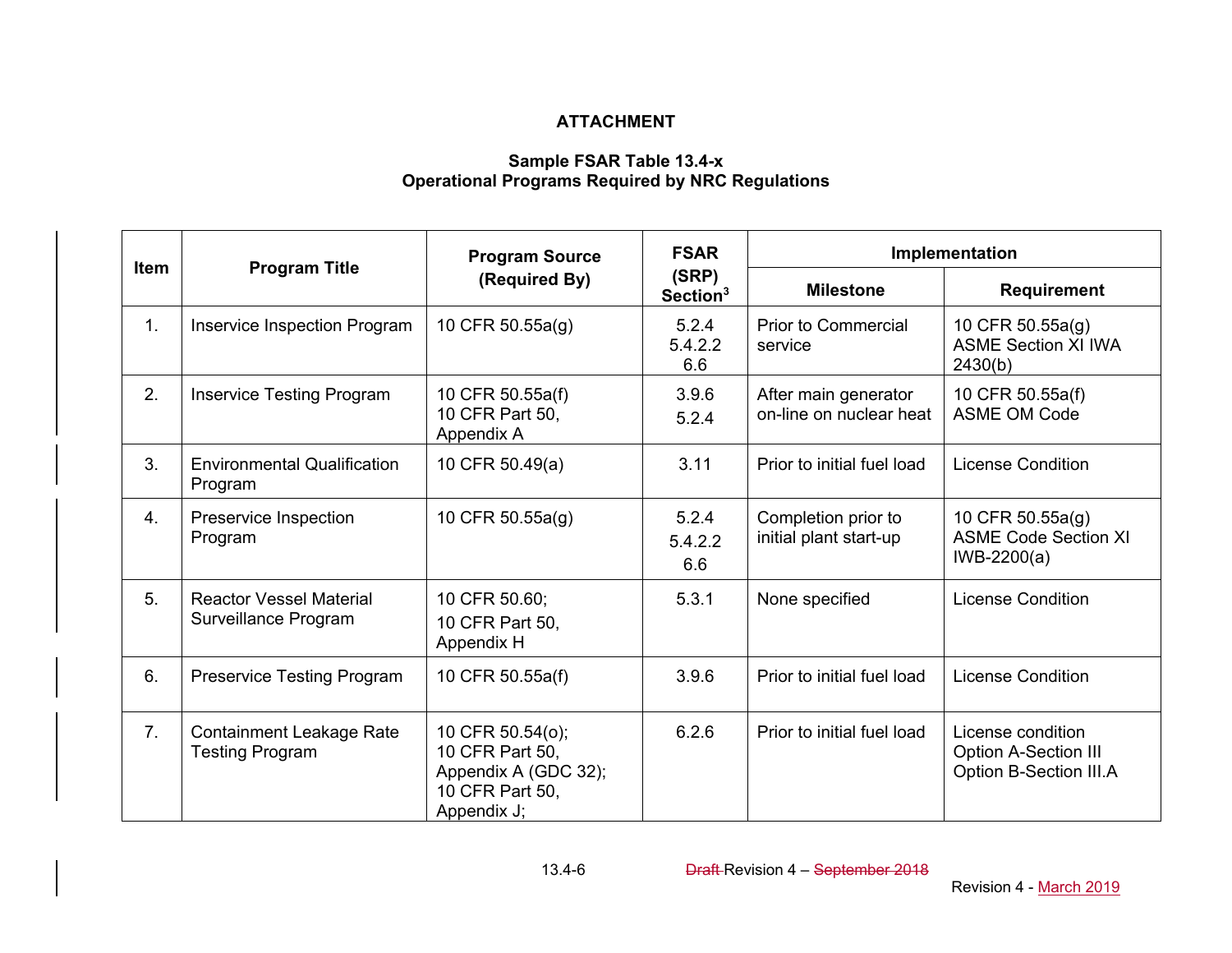**ATTACHMENT**

**Sample FSAR Table 13.4-x**
**Operational Programs Required by NRC Regulations**

| Item | Program Title | Program Source (Required By) | FSAR (SRP) Section[3] | Implementation | |
|---|---|---|---|---|---|
| | | | | Milestone | Requirement |
| 1. | Inservice Inspection Program | 10 CFR 50.55a(g) | 5.2.4<br>5.4.2.2<br>6.6 | Prior to Commercial service | 10 CFR 50.55a(g)<br>ASME Section XI IWA 2430(b) |
| 2. | Inservice Testing Program | 10 CFR 50.55a(f)<br>10 CFR Part 50, Appendix A | 3.9.6<br>5.2.4 | After main generator on-line on nuclear heat | 10 CFR 50.55a(f)<br>ASME OM Code |
| 3. | Environmental Qualification Program | 10 CFR 50.49(a) | 3.11 | Prior to initial fuel load | License Condition |
| 4. | Preservice Inspection Program | 10 CFR 50.55a(g) | 5.2.4<br>5.4.2.2<br>6.6 | Completion prior to initial plant start-up | 10 CFR 50.55a(g)<br>ASME Code Section XI IWB-2200(a) |
| 5. | Reactor Vessel Material Surveillance Program | 10 CFR 50.60;<br>10 CFR Part 50, Appendix H | 5.3.1 | None specified | License Condition |
| 6. | Preservice Testing Program | 10 CFR 50.55a(f) | 3.9.6 | Prior to initial fuel load | License Condition |
| 7. | Containment Leakage Rate Testing Program | 10 CFR 50.54(o);<br>10 CFR Part 50, Appendix A (GDC 32);<br>10 CFR Part 50, Appendix J; | 6.2.6 | Prior to initial fuel load | License condition<br>Option A-Section III<br>Option B-Section III.A |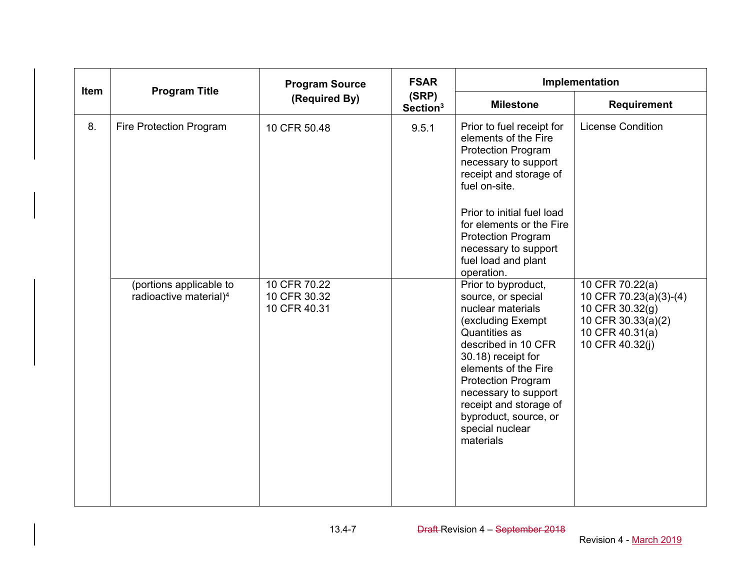| Item | Program Title | Program Source (Required By) | FSAR (SRP) Section[3] | Implementation | |
|---|---|---|---|---|---|
| | | | | Milestone | Requirement |
| 8. | Fire Protection Program | 10 CFR 50.48 | 9.5.1 | Prior to fuel receipt for elements of the Fire Protection Program necessary to support receipt and storage of fuel on-site.<br><br>Prior to initial fuel load for elements or the Fire Protection Program necessary to support fuel load and plant operation. | License Condition |
| | (portions applicable to radioactive material)[4] | 10 CFR 70.22<br>10 CFR 30.32<br>10 CFR 40.31 | | Prior to byproduct, source, or special nuclear materials (excluding Exempt Quantities as described in 10 CFR 30.18) receipt for elements of the Fire Protection Program necessary to support receipt and storage of byproduct, source, or special nuclear materials | 10 CFR 70.22(a)<br>10 CFR 70.23(a)(3)-(4)<br>10 CFR 30.32(g)<br>10 CFR 30.33(a)(2)<br>10 CFR 40.31(a)<br>10 CFR 40.32(j) |

13.4-7 ~~Draft~~ Revision 4 – ~~September 2018~~

Revision 4 - March 2019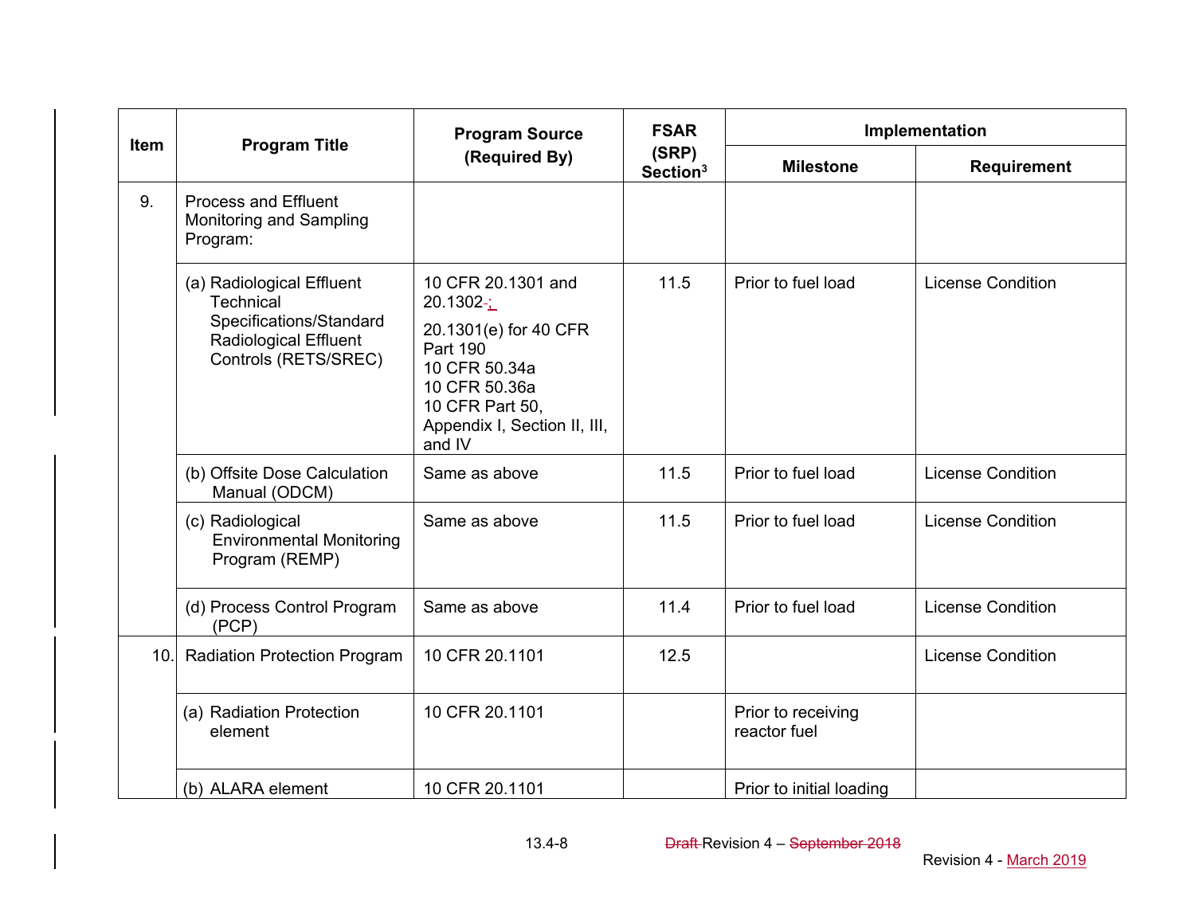| Item | Program Title | Program Source (Required By) | FSAR (SRP) Section[3] | Implementation | |
|---|---|---|---|---|---|
| | | | | Milestone | Requirement |
| 9. | Process and Effluent Monitoring and Sampling Program: | | | | |
| | (a) Radiological Effluent Technical Specifications/Standard Radiological Effluent Controls (RETS/SREC) | 10 CFR 20.1301 and 20.1302 ; 20.1301(e) for 40 CFR Part 190 10 CFR 50.34a 10 CFR 50.36a 10 CFR Part 50, Appendix I, Section II, III, and IV | 11.5 | Prior to fuel load | License Condition |
| | (b) Offsite Dose Calculation Manual (ODCM) | Same as above | 11.5 | Prior to fuel load | License Condition |
| | (c) Radiological Environmental Monitoring Program (REMP) | Same as above | 11.5 | Prior to fuel load | License Condition |
| | (d) Process Control Program (PCP) | Same as above | 11.4 | Prior to fuel load | License Condition |
| 10. | Radiation Protection Program | 10 CFR 20.1101 | 12.5 | | License Condition |
| | (a) Radiation Protection element | 10 CFR 20.1101 | | Prior to receiving reactor fuel | |
| | (b) ALARA element | 10 CFR 20.1101 | | Prior to initial loading | |

Draft Revision 4 – September 2018

Revision 4 - March 2019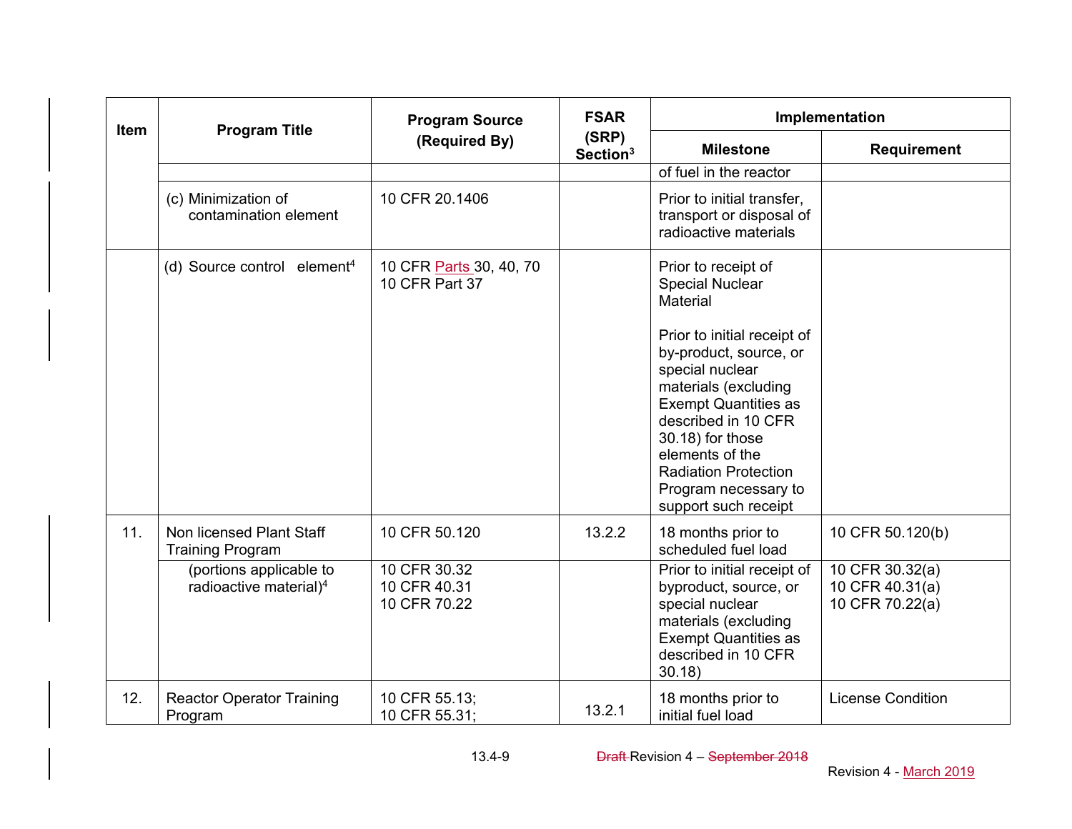| Item | Program Title | Program Source (Required By) | FSAR (SRP) Section[3] | Implementation | |
|---|---|---|---|---|---|
| | | | | Milestone | Requirement |
| | | | | of fuel in the reactor | |
| | (c) Minimization of contamination element | 10 CFR 20.1406 | | Prior to initial transfer, transport or disposal of radioactive materials | |
| | (d) Source control element[4] | 10 CFR Parts 30, 40, 70<br>10 CFR Part 37 | | Prior to receipt of Special Nuclear Material<br><br>Prior to initial receipt of by-product, source, or special nuclear materials (excluding Exempt Quantities as described in 10 CFR 30.18) for those elements of the Radiation Protection Program necessary to support such receipt | |
| 11. | Non licensed Plant Staff Training Program | 10 CFR 50.120 | 13.2.2 | 18 months prior to scheduled fuel load | 10 CFR 50.120(b) |
| | (portions applicable to radioactive material)[4] | 10 CFR 30.32<br>10 CFR 40.31<br>10 CFR 70.22 | | Prior to initial receipt of byproduct, source, or special nuclear materials (excluding Exempt Quantities as described in 10 CFR 30.18) | 10 CFR 30.32(a)<br>10 CFR 40.31(a)<br>10 CFR 70.22(a) |
| 12. | Reactor Operator Training Program | 10 CFR 55.13;<br>10 CFR 55.31; | 13.2.1 | 18 months prior to initial fuel load | License Condition |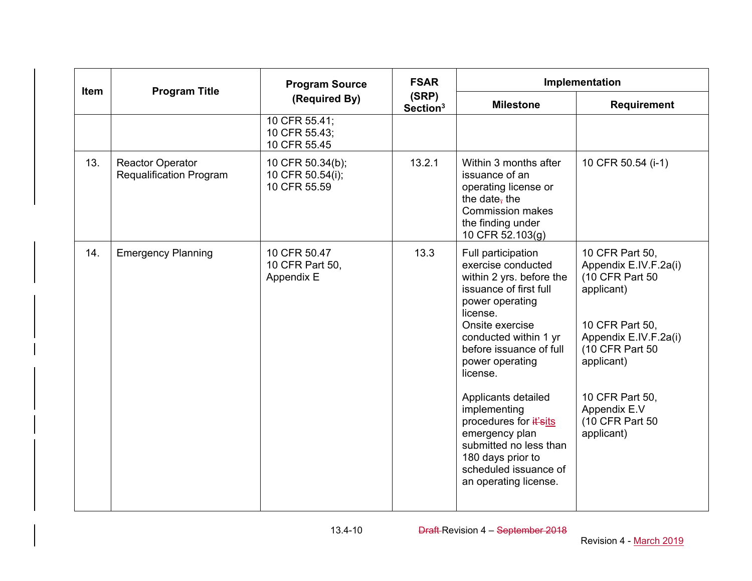| Item | Program Title | Program Source (Required By) | FSAR (SRP) Section[3] | Implementation | |
|---|---|---|---|---|---|
| | | | | Milestone | Requirement |
| | | 10 CFR 55.41; 10 CFR 55.43; 10 CFR 55.45 | | | |
| 13. | Reactor Operator Requalification Program | 10 CFR 50.34(b); 10 CFR 50.54(i); 10 CFR 55.59 | 13.2.1 | Within 3 months after issuance of an operating license or the date, the Commission makes the finding under 10 CFR 52.103(g) | 10 CFR 50.54 (i-1) |
| 14. | Emergency Planning | 10 CFR 50.47 10 CFR Part 50, Appendix E | 13.3 | Full participation exercise conducted within 2 yrs. before the issuance of first full power operating license.<br>Onsite exercise conducted within 1 yr before issuance of full power operating license.<br><br>Applicants detailed implementing procedures for it'sits emergency plan submitted no less than 180 days prior to scheduled issuance of an operating license. | 10 CFR Part 50, Appendix E.IV.F.2a(i) (10 CFR Part 50 applicant)<br><br>10 CFR Part 50, Appendix E.IV.F.2a(i) (10 CFR Part 50 applicant)<br><br>10 CFR Part 50, Appendix E.V (10 CFR Part 50 applicant) |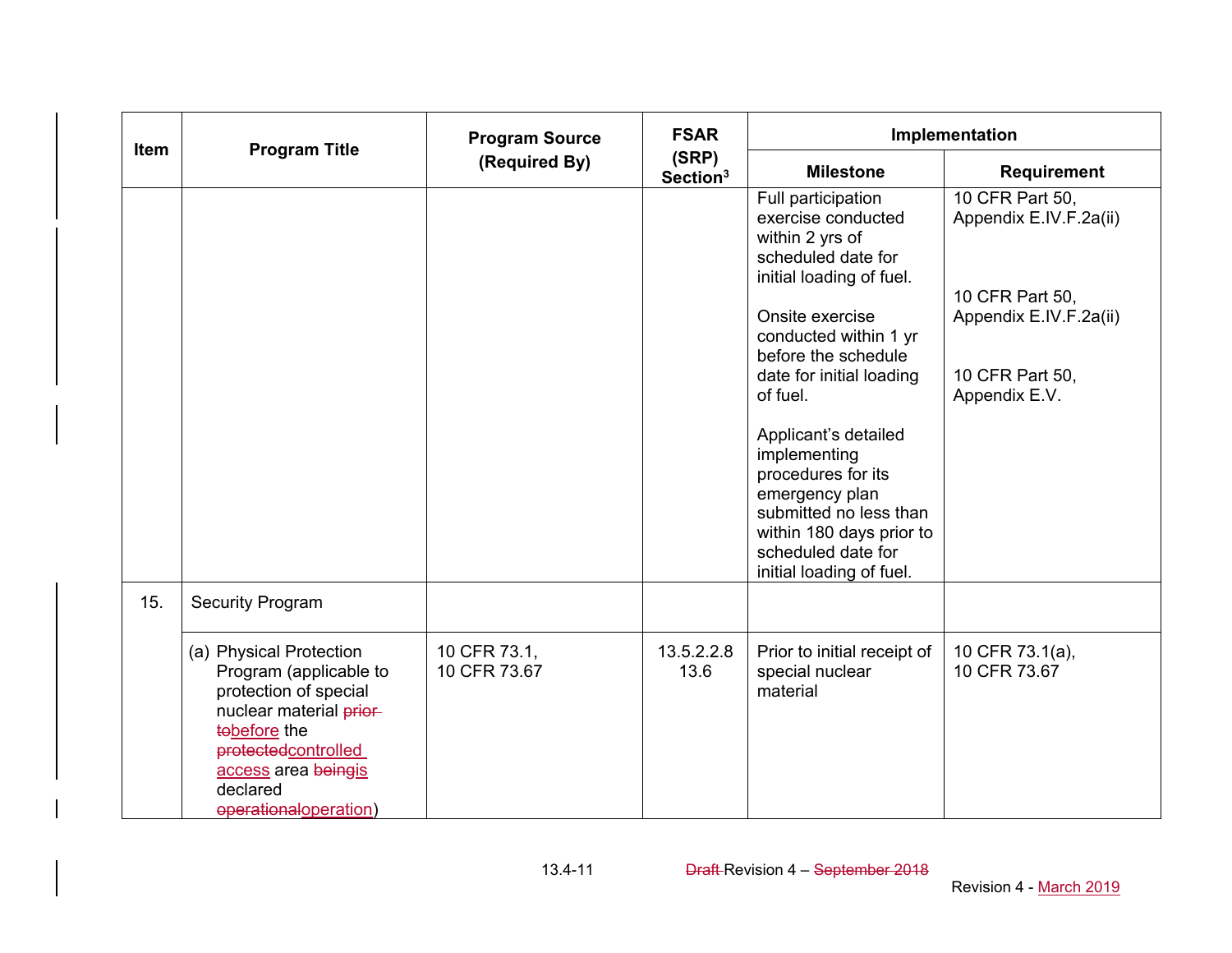| Item | Program Title | Program Source (Required By) | FSAR (SRP) Section[3] | Implementation | |
|---|---|---|---|---|---|
| | | | | Milestone | Requirement |
| | | | | Full participation exercise conducted within 2 yrs of scheduled date for initial loading of fuel.<br><br>Onsite exercise conducted within 1 yr before the schedule date for initial loading of fuel.<br><br>Applicant's detailed implementing procedures for its emergency plan submitted no less than within 180 days prior to scheduled date for initial loading of fuel. | 10 CFR Part 50, Appendix E.IV.F.2a(ii)<br><br>10 CFR Part 50, Appendix E.IV.F.2a(ii)<br><br>10 CFR Part 50, Appendix E.V. |
| 15. | Security Program | | | | |
| | (a) Physical Protection Program (applicable to protection of special nuclear material ~~prior to~~before the ~~protected~~controlled access area ~~being~~is declared ~~operational~~operation) | 10 CFR 73.1, 10 CFR 73.67 | 13.5.2.2.8 13.6 | Prior to initial receipt of special nuclear material | 10 CFR 73.1(a), 10 CFR 73.67 |

~~Draft~~ Revision 4 – ~~September 2018~~

Revision 4 - March 2019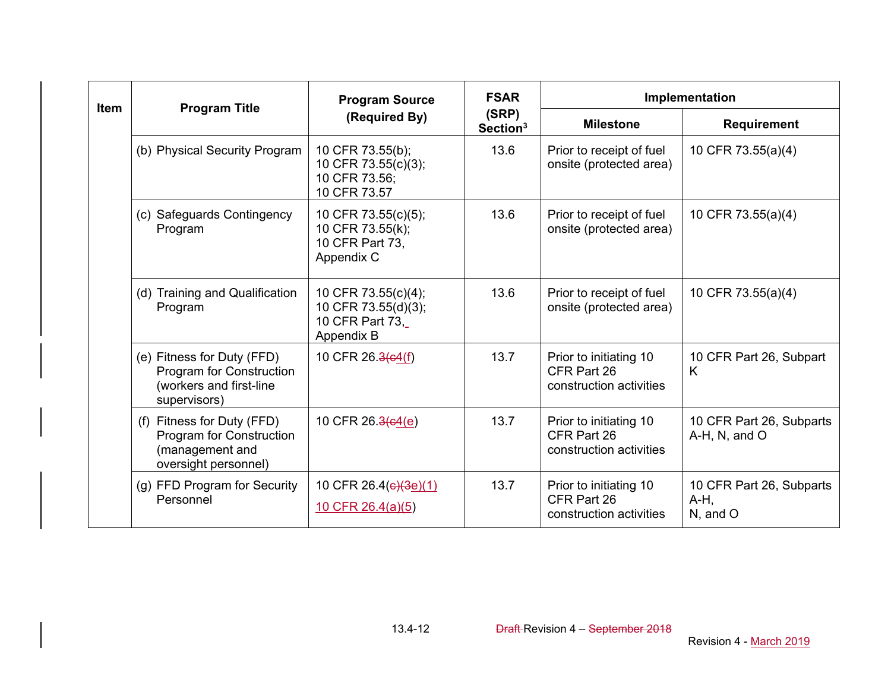| Item | Program Title | Program Source (Required By) | FSAR (SRP) Section[3] | Implementation | |
|---|---|---|---|---|---|
| | | | | Milestone | Requirement |
| | (b) Physical Security Program | 10 CFR 73.55(b); 10 CFR 73.55(c)(3); 10 CFR 73.56; 10 CFR 73.57 | 13.6 | Prior to receipt of fuel onsite (protected area) | 10 CFR 73.55(a)(4) |
| | (c) Safeguards Contingency Program | 10 CFR 73.55(c)(5); 10 CFR 73.55(k); 10 CFR Part 73, Appendix C | 13.6 | Prior to receipt of fuel onsite (protected area) | 10 CFR 73.55(a)(4) |
| | (d) Training and Qualification Program | 10 CFR 73.55(c)(4); 10 CFR 73.55(d)(3); 10 CFR Part 73, Appendix B | 13.6 | Prior to receipt of fuel onsite (protected area) | 10 CFR 73.55(a)(4) |
| | (e) Fitness for Duty (FFD) Program for Construction (workers and first-line supervisors) | 10 CFR 26.~~3(c~~4(f) | 13.7 | Prior to initiating 10 CFR Part 26 construction activities | 10 CFR Part 26, Subpart K |
| | (f) Fitness for Duty (FFD) Program for Construction (management and oversight personnel) | 10 CFR 26.~~3(c~~4(e) | 13.7 | Prior to initiating 10 CFR Part 26 construction activities | 10 CFR Part 26, Subparts A-H, N, and O |
| | (g) FFD Program for Security Personnel | 10 CFR 26.4(~~c)~~(3e)(1) 10 CFR 26.4(a)(5) | 13.7 | Prior to initiating 10 CFR Part 26 construction activities | 10 CFR Part 26, Subparts A-H, N, and O |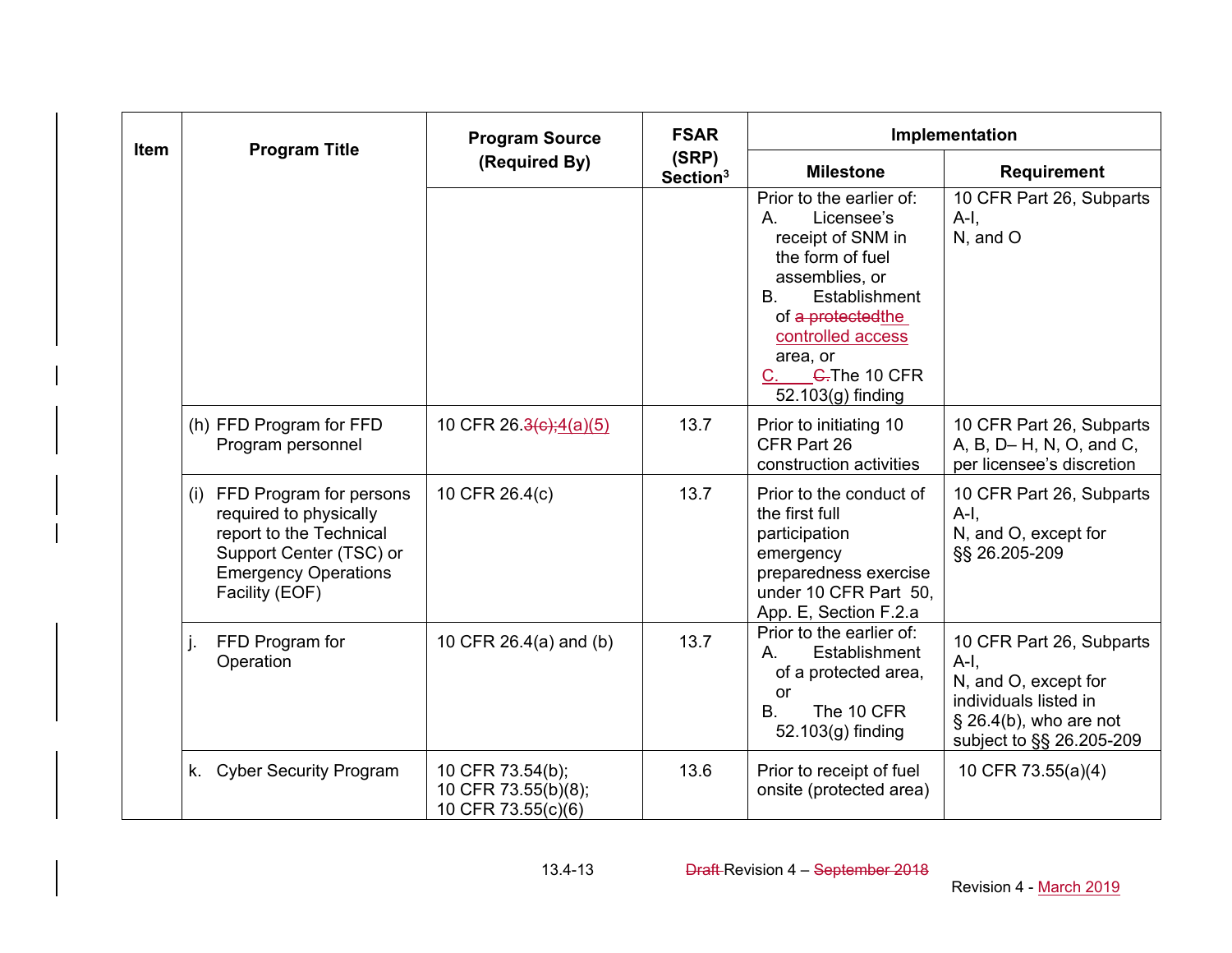| Item | Program Title | Program Source (Required By) | FSAR (SRP) Section[3] | Implementation | |
|---|---|---|---|---|---|
| | | | | Milestone | Requirement |
| | | | | Prior to the earlier of: A. Licensee's receipt of SNM in the form of fuel assemblies, or B. Establishment of ~~a protected~~the controlled access area, or C. ~~C.~~The 10 CFR 52.103(g) finding | 10 CFR Part 26, Subparts A-I, N, and O |
| | (h) FFD Program for FFD Program personnel | 10 CFR 26.~~3(c);~~4(a)(5) | 13.7 | Prior to initiating 10 CFR Part 26 construction activities | 10 CFR Part 26, Subparts A, B, D– H, N, O, and C, per licensee's discretion |
| | (i) FFD Program for persons required to physically report to the Technical Support Center (TSC) or Emergency Operations Facility (EOF) | 10 CFR 26.4(c) | 13.7 | Prior to the conduct of the first full participation emergency preparedness exercise under 10 CFR Part 50, App. E, Section F.2.a | 10 CFR Part 26, Subparts A-I, N, and O, except for §§ 26.205-209 |
| | j. FFD Program for Operation | 10 CFR 26.4(a) and (b) | 13.7 | Prior to the earlier of: A. Establishment of a protected area, or B. The 10 CFR 52.103(g) finding | 10 CFR Part 26, Subparts A-I, N, and O, except for individuals listed in § 26.4(b), who are not subject to §§ 26.205-209 |
| | k. Cyber Security Program | 10 CFR 73.54(b); 10 CFR 73.55(b)(8); 10 CFR 73.55(c)(6) | 13.6 | Prior to receipt of fuel onsite (protected area) | 10 CFR 73.55(a)(4) |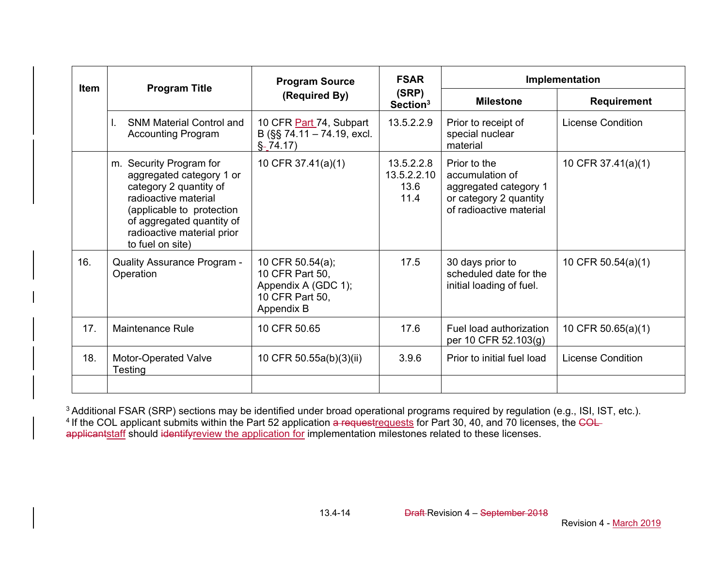| Item | Program Title | Program Source (Required By) | FSAR (SRP) Section[3] | Implementation | |
|---|---|---|---|---|---|
| | | | | Milestone | Requirement |
| | l. SNM Material Control and Accounting Program | 10 CFR Part 74, Subpart B (§§ 74.11 – 74.19, excl. § 74.17) | 13.5.2.2.9 | Prior to receipt of special nuclear material | License Condition |
| | m. Security Program for aggregated category 1 or category 2 quantity of radioactive material (applicable to protection of aggregated quantity of radioactive material prior to fuel on site) | 10 CFR 37.41(a)(1) | 13.5.2.2.8<br>13.5.2.2.10<br>13.6<br>11.4 | Prior to the accumulation of aggregated category 1 or category 2 quantity of radioactive material | 10 CFR 37.41(a)(1) |
| 16. | Quality Assurance Program - Operation | 10 CFR 50.54(a);<br>10 CFR Part 50, Appendix A (GDC 1);<br>10 CFR Part 50, Appendix B | 17.5 | 30 days prior to scheduled date for the initial loading of fuel. | 10 CFR 50.54(a)(1) |
| 17. | Maintenance Rule | 10 CFR 50.65 | 17.6 | Fuel load authorization per 10 CFR 52.103(g) | 10 CFR 50.65(a)(1) |
| 18. | Motor-Operated Valve Testing | 10 CFR 50.55a(b)(3)(ii) | 3.9.6 | Prior to initial fuel load | License Condition |
| | | | | | |

[3] Additional FSAR (SRP) sections may be identified under broad operational programs required by regulation (e.g., ISI, IST, etc.).
[4] If the COL applicant submits within the Part 52 application ~~a request~~requests for Part 30, 40, and 70 licenses, the ~~COL applicant~~staff should ~~identify~~review the application for implementation milestones related to these licenses.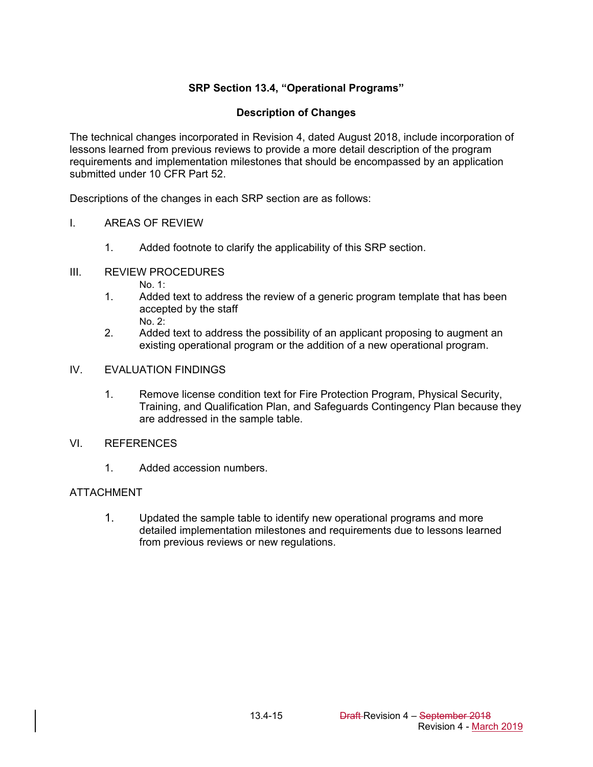**SRP Section 13.4, "Operational Programs"**

**Description of Changes**

The technical changes incorporated in Revision 4, dated August 2018, include incorporation of lessons learned from previous reviews to provide a more detail description of the program requirements and implementation milestones that should be encompassed by an application submitted under 10 CFR Part 52.

Descriptions of the changes in each SRP section are as follows:

I. AREAS OF REVIEW

1. Added footnote to clarify the applicability of this SRP section.

III. REVIEW PROCEDURES

No. 1:

1. Added text to address the review of a generic program template that has been accepted by the staff

No. 2:

2. Added text to address the possibility of an applicant proposing to augment an existing operational program or the addition of a new operational program.

IV. EVALUATION FINDINGS

1. Remove license condition text for Fire Protection Program, Physical Security, Training, and Qualification Plan, and Safeguards Contingency Plan because they are addressed in the sample table.

VI. REFERENCES

1. Added accession numbers.

ATTACHMENT

1. Updated the sample table to identify new operational programs and more detailed implementation milestones and requirements due to lessons learned from previous reviews or new regulations.